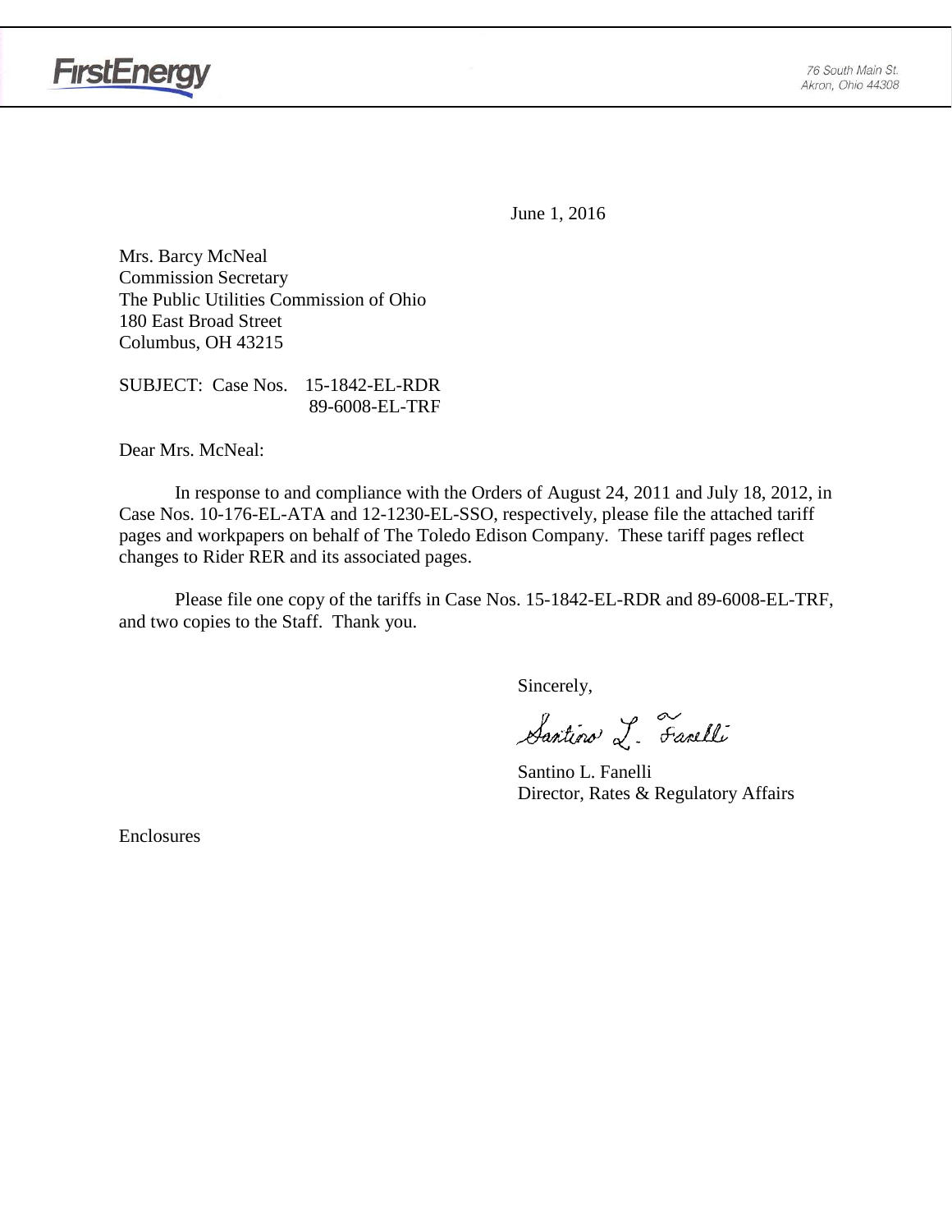FirstEnergy

76 South Main St.
Akron, Ohio 44308

June 1, 2016

Mrs. Barcy McNeal
Commission Secretary
The Public Utilities Commission of Ohio
180 East Broad Street
Columbus, OH 43215

SUBJECT: Case Nos. 15-1842-EL-RDR
89-6008-EL-TRF

Dear Mrs. McNeal:

In response to and compliance with the Orders of August 24, 2011 and July 18, 2012, in Case Nos. 10-176-EL-ATA and 12-1230-EL-SSO, respectively, please file the attached tariff pages and workpapers on behalf of The Toledo Edison Company. These tariff pages reflect changes to Rider RER and its associated pages.

Please file one copy of the tariffs in Case Nos. 15-1842-EL-RDR and 89-6008-EL-TRF, and two copies to the Staff. Thank you.

Sincerely,

Santino L. Fanelli

Santino L. Fanelli
Director, Rates & Regulatory Affairs

Enclosures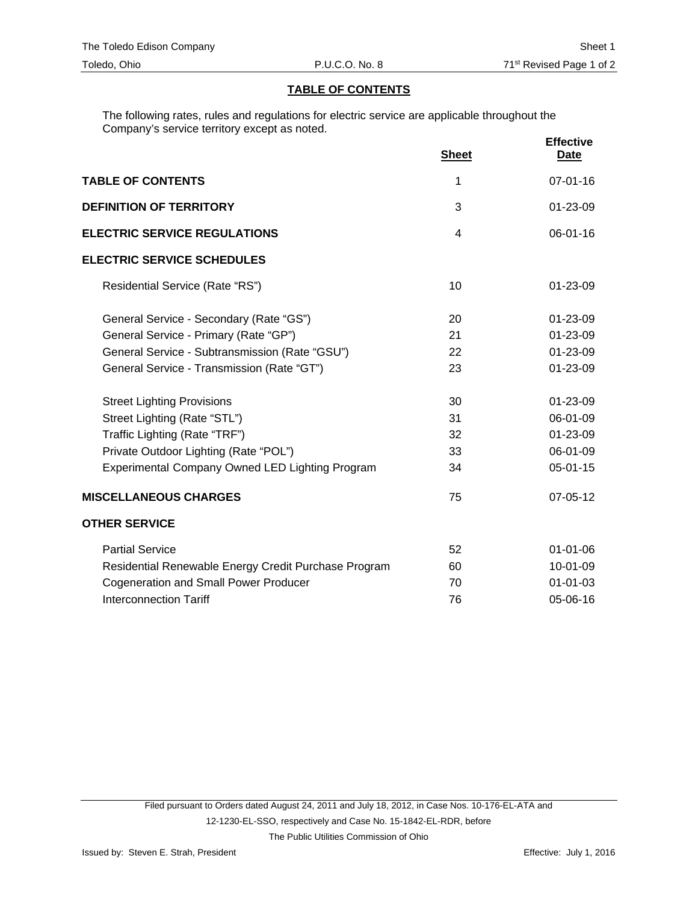## TABLE OF CONTENTS

The following rates, rules and regulations for electric service are applicable throughout the Company's service territory except as noted.

| | Sheet | Effective Date |
|---|---|---|
| **TABLE OF CONTENTS** | 1 | 07-01-16 |
| **DEFINITION OF TERRITORY** | 3 | 01-23-09 |
| **ELECTRIC SERVICE REGULATIONS** | 4 | 06-01-16 |
| **ELECTRIC SERVICE SCHEDULES** | | |
| Residential Service (Rate "RS") | 10 | 01-23-09 |
| General Service - Secondary (Rate "GS") | 20 | 01-23-09 |
| General Service - Primary (Rate "GP") | 21 | 01-23-09 |
| General Service - Subtransmission (Rate "GSU") | 22 | 01-23-09 |
| General Service - Transmission (Rate "GT") | 23 | 01-23-09 |
| Street Lighting Provisions | 30 | 01-23-09 |
| Street Lighting (Rate "STL") | 31 | 06-01-09 |
| Traffic Lighting (Rate "TRF") | 32 | 01-23-09 |
| Private Outdoor Lighting (Rate "POL") | 33 | 06-01-09 |
| Experimental Company Owned LED Lighting Program | 34 | 05-01-15 |
| **MISCELLANEOUS CHARGES** | 75 | 07-05-12 |
| **OTHER SERVICE** | | |
| Partial Service | 52 | 01-01-06 |
| Residential Renewable Energy Credit Purchase Program | 60 | 10-01-09 |
| Cogeneration and Small Power Producer | 70 | 01-01-03 |
| Interconnection Tariff | 76 | 05-06-16 |

Filed pursuant to Orders dated August 24, 2011 and July 18, 2012, in Case Nos. 10-176-EL-ATA and 12-1230-EL-SSO, respectively and Case No. 15-1842-EL-RDR, before The Public Utilities Commission of Ohio

Issued by: Steven E. Strah, President

Effective: July 1, 2016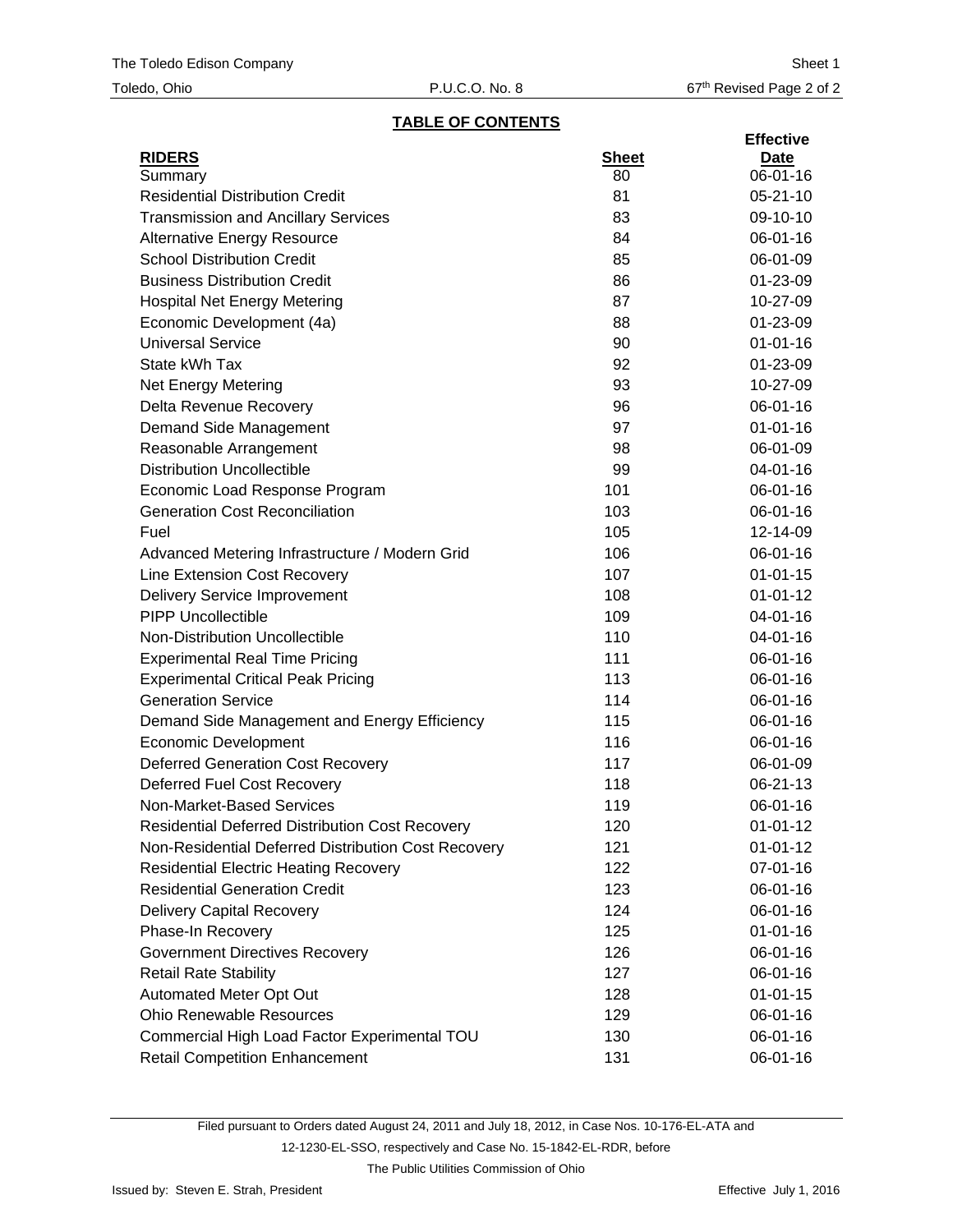## TABLE OF CONTENTS

| RIDERS | Sheet | Effective Date |
|---|---|---|
| Summary | 80 | 06-01-16 |
| Residential Distribution Credit | 81 | 05-21-10 |
| Transmission and Ancillary Services | 83 | 09-10-10 |
| Alternative Energy Resource | 84 | 06-01-16 |
| School Distribution Credit | 85 | 06-01-09 |
| Business Distribution Credit | 86 | 01-23-09 |
| Hospital Net Energy Metering | 87 | 10-27-09 |
| Economic Development (4a) | 88 | 01-23-09 |
| Universal Service | 90 | 01-01-16 |
| State kWh Tax | 92 | 01-23-09 |
| Net Energy Metering | 93 | 10-27-09 |
| Delta Revenue Recovery | 96 | 06-01-16 |
| Demand Side Management | 97 | 01-01-16 |
| Reasonable Arrangement | 98 | 06-01-09 |
| Distribution Uncollectible | 99 | 04-01-16 |
| Economic Load Response Program | 101 | 06-01-16 |
| Generation Cost Reconciliation | 103 | 06-01-16 |
| Fuel | 105 | 12-14-09 |
| Advanced Metering Infrastructure / Modern Grid | 106 | 06-01-16 |
| Line Extension Cost Recovery | 107 | 01-01-15 |
| Delivery Service Improvement | 108 | 01-01-12 |
| PIPP Uncollectible | 109 | 04-01-16 |
| Non-Distribution Uncollectible | 110 | 04-01-16 |
| Experimental Real Time Pricing | 111 | 06-01-16 |
| Experimental Critical Peak Pricing | 113 | 06-01-16 |
| Generation Service | 114 | 06-01-16 |
| Demand Side Management and Energy Efficiency | 115 | 06-01-16 |
| Economic Development | 116 | 06-01-16 |
| Deferred Generation Cost Recovery | 117 | 06-01-09 |
| Deferred Fuel Cost Recovery | 118 | 06-21-13 |
| Non-Market-Based Services | 119 | 06-01-16 |
| Residential Deferred Distribution Cost Recovery | 120 | 01-01-12 |
| Non-Residential Deferred Distribution Cost Recovery | 121 | 01-01-12 |
| Residential Electric Heating Recovery | 122 | 07-01-16 |
| Residential Generation Credit | 123 | 06-01-16 |
| Delivery Capital Recovery | 124 | 06-01-16 |
| Phase-In Recovery | 125 | 01-01-16 |
| Government Directives Recovery | 126 | 06-01-16 |
| Retail Rate Stability | 127 | 06-01-16 |
| Automated Meter Opt Out | 128 | 01-01-15 |
| Ohio Renewable Resources | 129 | 06-01-16 |
| Commercial High Load Factor Experimental TOU | 130 | 06-01-16 |
| Retail Competition Enhancement | 131 | 06-01-16 |

Filed pursuant to Orders dated August 24, 2011 and July 18, 2012, in Case Nos. 10-176-EL-ATA and 12-1230-EL-SSO, respectively and Case No. 15-1842-EL-RDR, before The Public Utilities Commission of Ohio

Issued by: Steven E. Strah, President

Effective July 1, 2016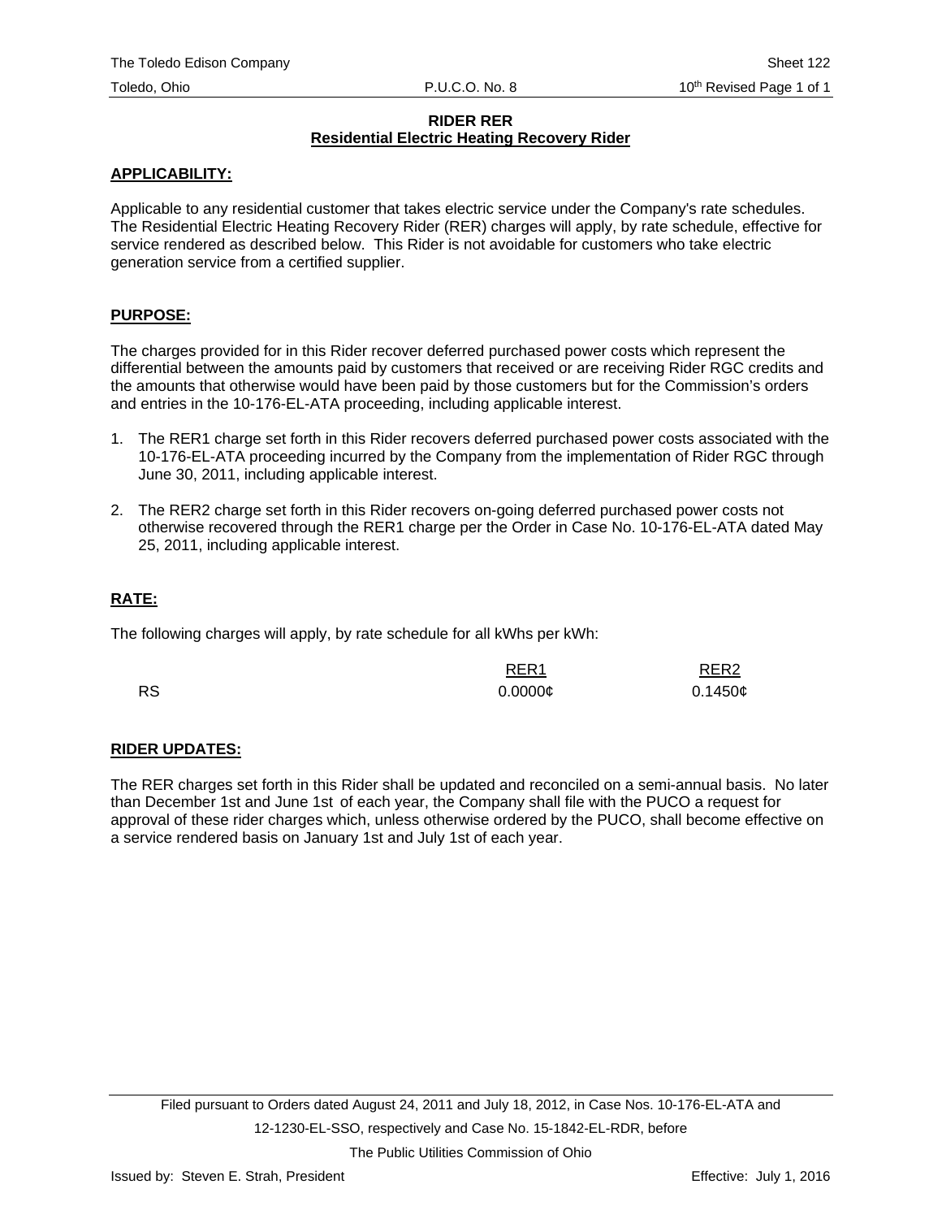**RIDER RER**
**Residential Electric Heating Recovery Rider**

**APPLICABILITY:**

Applicable to any residential customer that takes electric service under the Company's rate schedules. The Residential Electric Heating Recovery Rider (RER) charges will apply, by rate schedule, effective for service rendered as described below. This Rider is not avoidable for customers who take electric generation service from a certified supplier.

**PURPOSE:**

The charges provided for in this Rider recover deferred purchased power costs which represent the differential between the amounts paid by customers that received or are receiving Rider RGC credits and the amounts that otherwise would have been paid by those customers but for the Commission's orders and entries in the 10-176-EL-ATA proceeding, including applicable interest.

1. The RER1 charge set forth in this Rider recovers deferred purchased power costs associated with the 10-176-EL-ATA proceeding incurred by the Company from the implementation of Rider RGC through June 30, 2011, including applicable interest.

2. The RER2 charge set forth in this Rider recovers on-going deferred purchased power costs not otherwise recovered through the RER1 charge per the Order in Case No. 10-176-EL-ATA dated May 25, 2011, including applicable interest.

**RATE:**

The following charges will apply, by rate schedule for all kWhs per kWh:

| | RER1 | RER2 |
|---|---|---|
| RS | 0.0000¢ | 0.1450¢ |

**RIDER UPDATES:**

The RER charges set forth in this Rider shall be updated and reconciled on a semi-annual basis. No later than December 1st and June 1st of each year, the Company shall file with the PUCO a request for approval of these rider charges which, unless otherwise ordered by the PUCO, shall become effective on a service rendered basis on January 1st and July 1st of each year.

Filed pursuant to Orders dated August 24, 2011 and July 18, 2012, in Case Nos. 10-176-EL-ATA and 12-1230-EL-SSO, respectively and Case No. 15-1842-EL-RDR, before The Public Utilities Commission of Ohio

Issued by: Steven E. Strah, President

Effective: July 1, 2016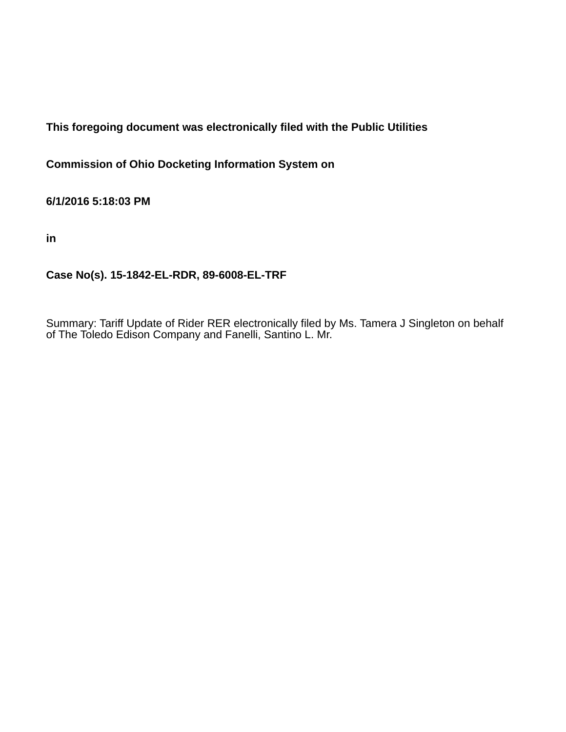**This foregoing document was electronically filed with the Public Utilities**

**Commission of Ohio Docketing Information System on**

**6/1/2016 5:18:03 PM**

**in**

**Case No(s). 15-1842-EL-RDR, 89-6008-EL-TRF**

Summary: Tariff Update of Rider RER electronically filed by Ms. Tamera J Singleton on behalf of The Toledo Edison Company and Fanelli, Santino L. Mr.